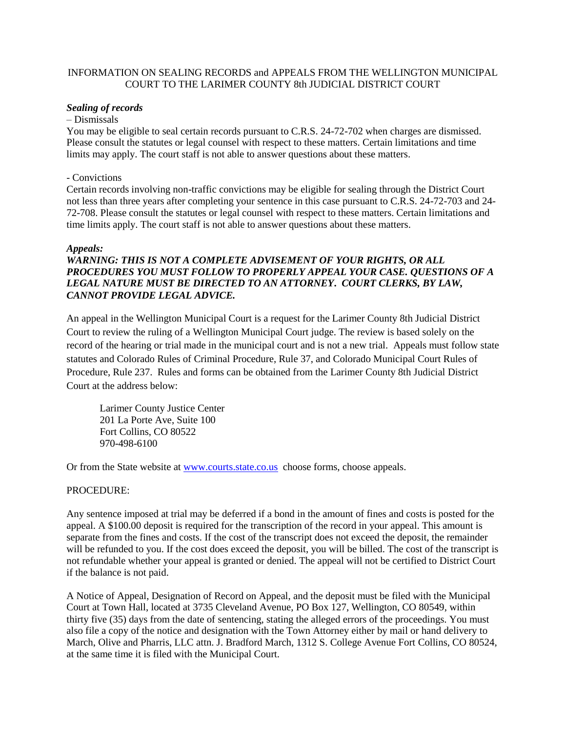# INFORMATION ON SEALING RECORDS and APPEALS FROM THE WELLINGTON MUNICIPAL COURT TO THE LARIMER COUNTY 8th JUDICIAL DISTRICT COURT

***Sealing of records***

– Dismissals

You may be eligible to seal certain records pursuant to C.R.S. 24-72-702 when charges are dismissed. Please consult the statutes or legal counsel with respect to these matters. Certain limitations and time limits may apply. The court staff is not able to answer questions about these matters.

- Convictions

Certain records involving non-traffic convictions may be eligible for sealing through the District Court not less than three years after completing your sentence in this case pursuant to C.R.S. 24-72-703 and 24-72-708. Please consult the statutes or legal counsel with respect to these matters. Certain limitations and time limits apply. The court staff is not able to answer questions about these matters.

***Appeals:***

***WARNING: THIS IS NOT A COMPLETE ADVISEMENT OF YOUR RIGHTS, OR ALL PROCEDURES YOU MUST FOLLOW TO PROPERLY APPEAL YOUR CASE. QUESTIONS OF A LEGAL NATURE MUST BE DIRECTED TO AN ATTORNEY. COURT CLERKS, BY LAW, CANNOT PROVIDE LEGAL ADVICE.***

An appeal in the Wellington Municipal Court is a request for the Larimer County 8th Judicial District Court to review the ruling of a Wellington Municipal Court judge. The review is based solely on the record of the hearing or trial made in the municipal court and is not a new trial. Appeals must follow state statutes and Colorado Rules of Criminal Procedure, Rule 37, and Colorado Municipal Court Rules of Procedure, Rule 237. Rules and forms can be obtained from the Larimer County 8th Judicial District Court at the address below:

Larimer County Justice Center
201 La Porte Ave, Suite 100
Fort Collins, CO 80522
970-498-6100

Or from the State website at www.courts.state.co.us choose forms, choose appeals.

PROCEDURE:

Any sentence imposed at trial may be deferred if a bond in the amount of fines and costs is posted for the appeal. A $100.00 deposit is required for the transcription of the record in your appeal. This amount is separate from the fines and costs. If the cost of the transcript does not exceed the deposit, the remainder will be refunded to you. If the cost does exceed the deposit, you will be billed. The cost of the transcript is not refundable whether your appeal is granted or denied. The appeal will not be certified to District Court if the balance is not paid.

A Notice of Appeal, Designation of Record on Appeal, and the deposit must be filed with the Municipal Court at Town Hall, located at 3735 Cleveland Avenue, PO Box 127, Wellington, CO 80549, within thirty five (35) days from the date of sentencing, stating the alleged errors of the proceedings. You must also file a copy of the notice and designation with the Town Attorney either by mail or hand delivery to March, Olive and Pharris, LLC attn. J. Bradford March, 1312 S. College Avenue Fort Collins, CO 80524, at the same time it is filed with the Municipal Court.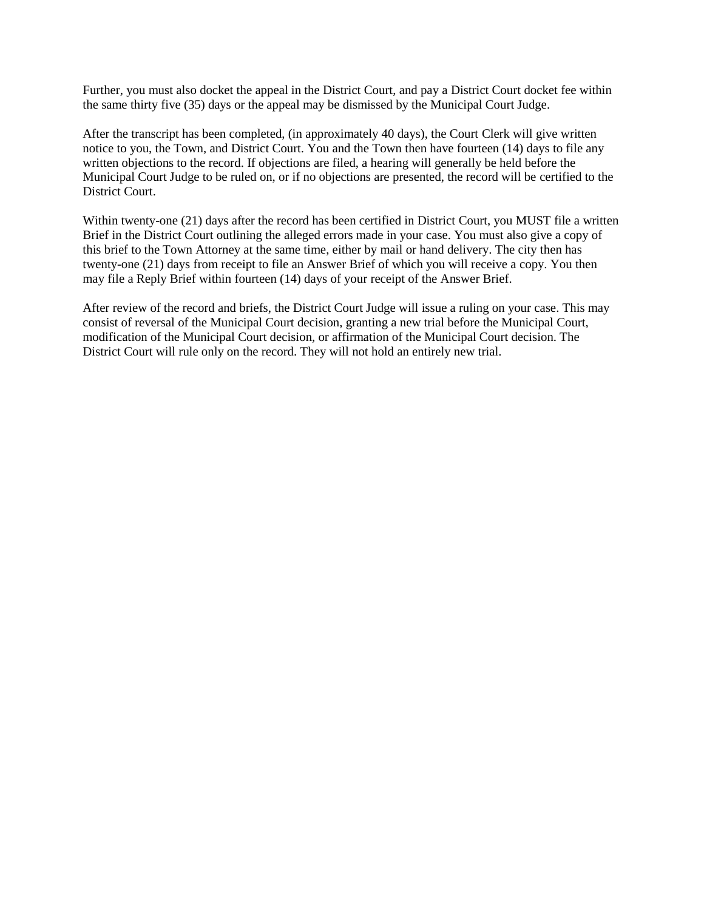Further, you must also docket the appeal in the District Court, and pay a District Court docket fee within the same thirty five (35) days or the appeal may be dismissed by the Municipal Court Judge.

After the transcript has been completed, (in approximately 40 days), the Court Clerk will give written notice to you, the Town, and District Court. You and the Town then have fourteen (14) days to file any written objections to the record. If objections are filed, a hearing will generally be held before the Municipal Court Judge to be ruled on, or if no objections are presented, the record will be certified to the District Court.

Within twenty-one (21) days after the record has been certified in District Court, you MUST file a written Brief in the District Court outlining the alleged errors made in your case. You must also give a copy of this brief to the Town Attorney at the same time, either by mail or hand delivery. The city then has twenty-one (21) days from receipt to file an Answer Brief of which you will receive a copy. You then may file a Reply Brief within fourteen (14) days of your receipt of the Answer Brief.

After review of the record and briefs, the District Court Judge will issue a ruling on your case. This may consist of reversal of the Municipal Court decision, granting a new trial before the Municipal Court, modification of the Municipal Court decision, or affirmation of the Municipal Court decision. The District Court will rule only on the record. They will not hold an entirely new trial.